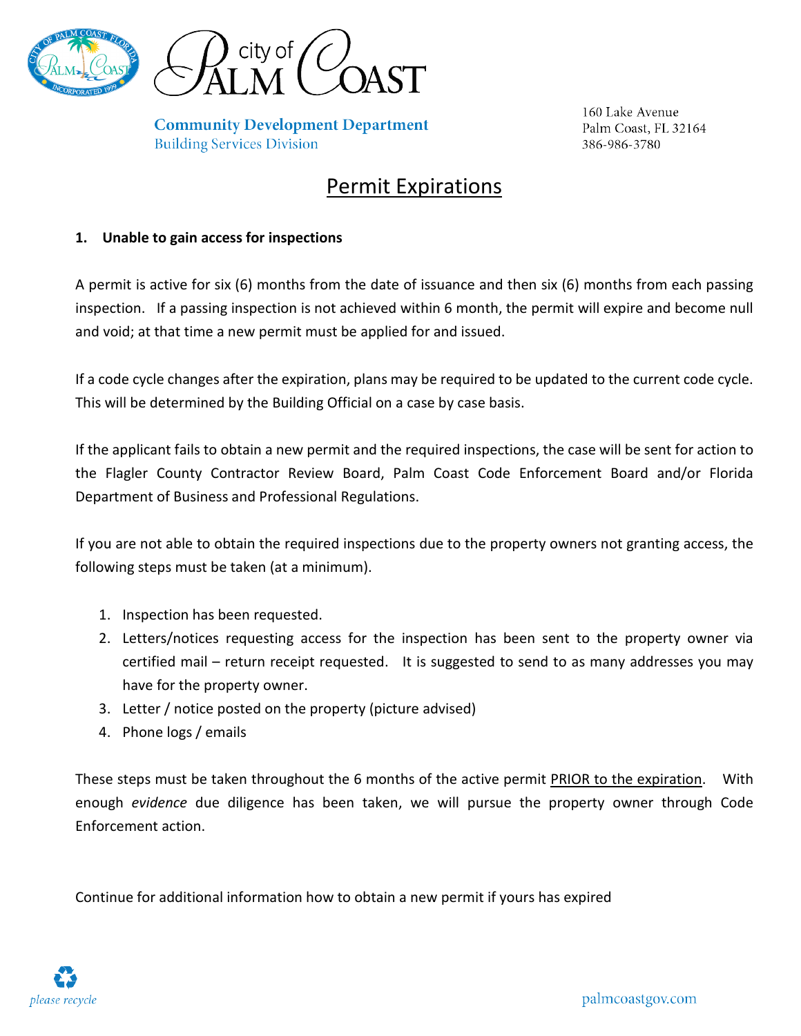City of Palm Coast

**Community Development Department**
Building Services Division

160 Lake Avenue
Palm Coast, FL 32164
386-986-3780

# Permit Expirations

**1. Unable to gain access for inspections**

A permit is active for six (6) months from the date of issuance and then six (6) months from each passing inspection. If a passing inspection is not achieved within 6 month, the permit will expire and become null and void; at that time a new permit must be applied for and issued.

If a code cycle changes after the expiration, plans may be required to be updated to the current code cycle. This will be determined by the Building Official on a case by case basis.

If the applicant fails to obtain a new permit and the required inspections, the case will be sent for action to the Flagler County Contractor Review Board, Palm Coast Code Enforcement Board and/or Florida Department of Business and Professional Regulations.

If you are not able to obtain the required inspections due to the property owners not granting access, the following steps must be taken (at a minimum).

1. Inspection has been requested.
2. Letters/notices requesting access for the inspection has been sent to the property owner via certified mail – return receipt requested. It is suggested to send to as many addresses you may have for the property owner.
3. Letter / notice posted on the property (picture advised)
4. Phone logs / emails

These steps must be taken throughout the 6 months of the active permit PRIOR to the expiration. With enough *evidence* due diligence has been taken, we will pursue the property owner through Code Enforcement action.

Continue for additional information how to obtain a new permit if yours has expired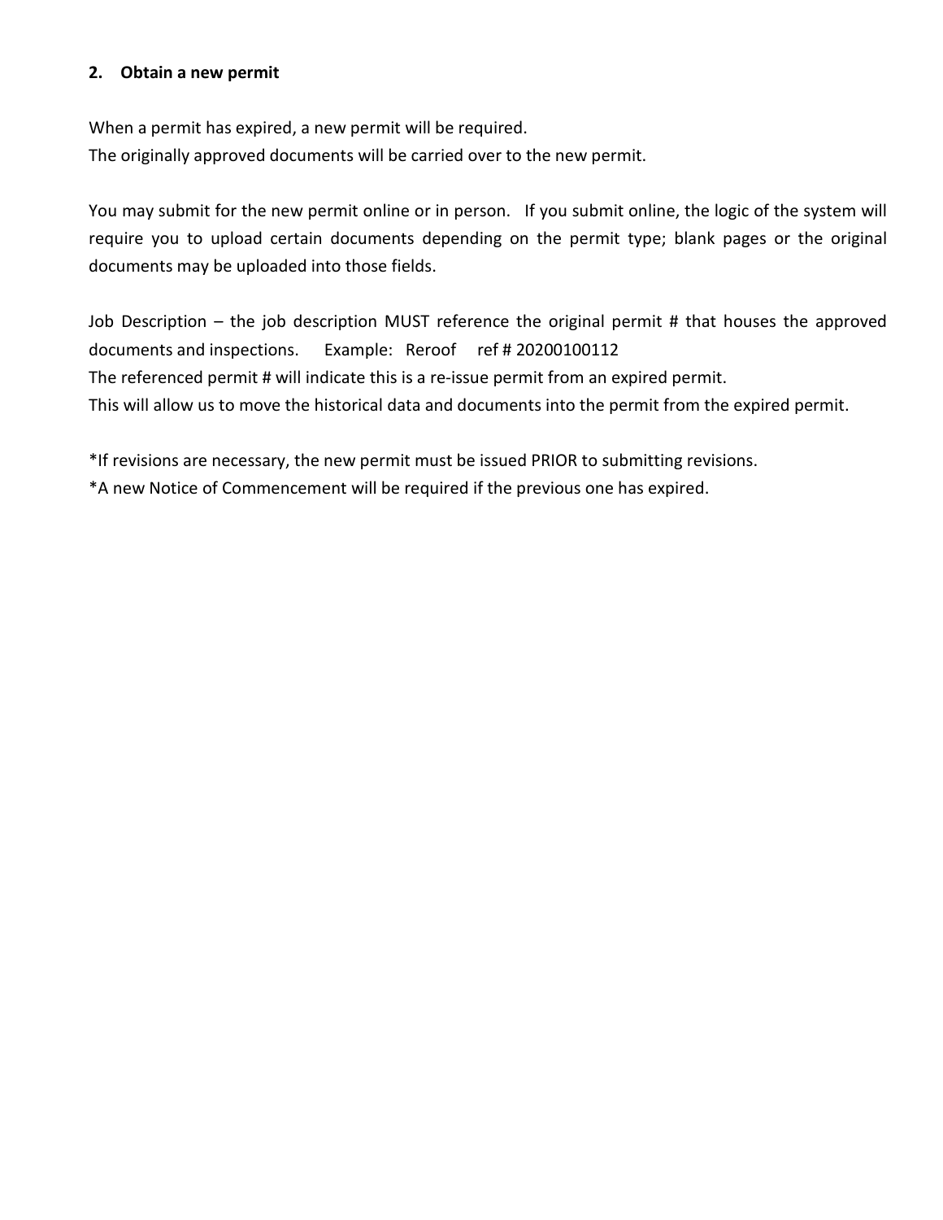## 2. Obtain a new permit

When a permit has expired, a new permit will be required.
The originally approved documents will be carried over to the new permit.

You may submit for the new permit online or in person. If you submit online, the logic of the system will require you to upload certain documents depending on the permit type; blank pages or the original documents may be uploaded into those fields.

Job Description – the job description MUST reference the original permit # that houses the approved documents and inspections. Example: Reroof ref # 20200100112
The referenced permit # will indicate this is a re-issue permit from an expired permit.
This will allow us to move the historical data and documents into the permit from the expired permit.

*If revisions are necessary, the new permit must be issued PRIOR to submitting revisions.
*A new Notice of Commencement will be required if the previous one has expired.